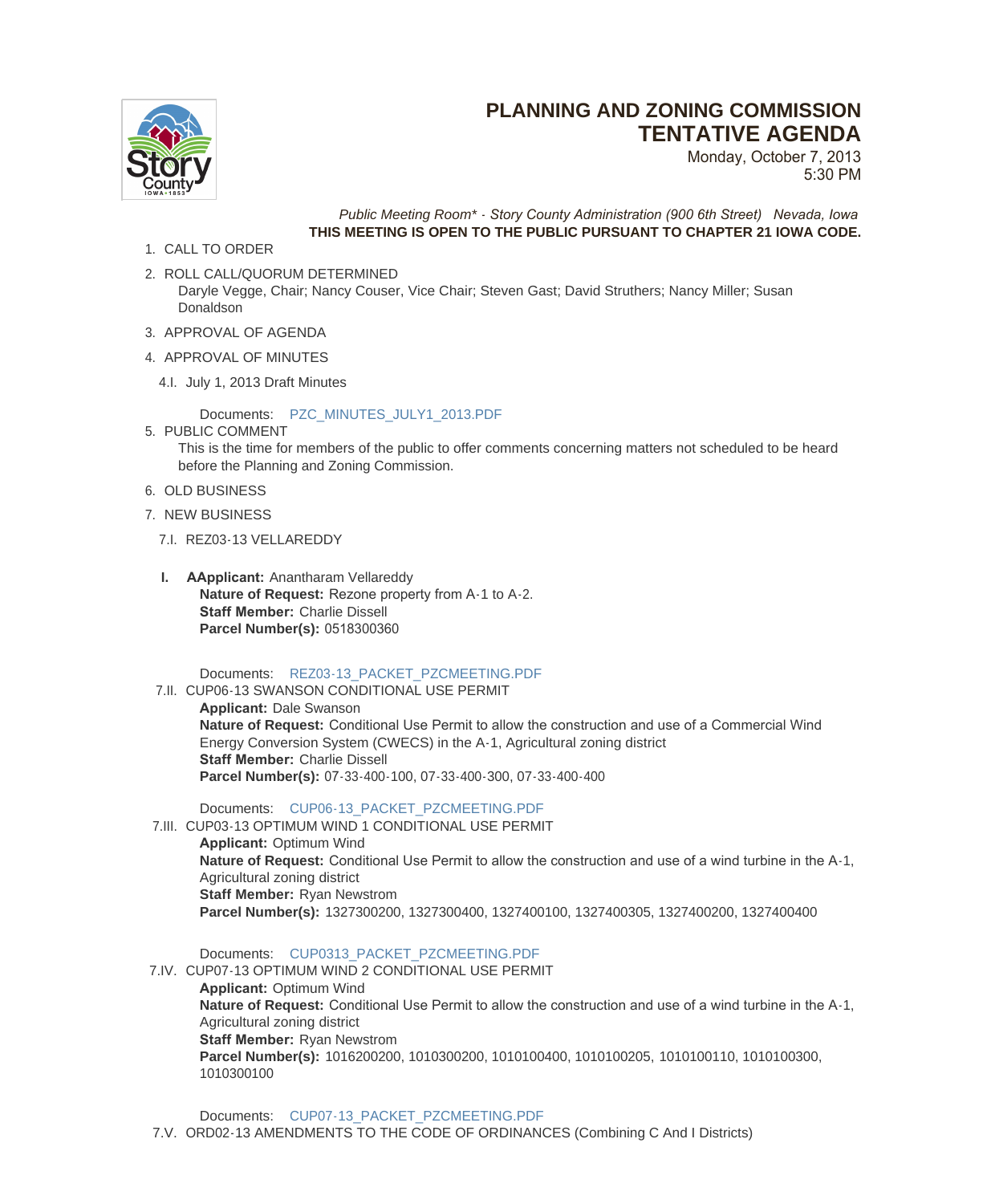# PLANNING AND ZONING COMMISSION TENTATIVE AGENDA

Monday, October 7, 2013
5:30 PM

*Public Meeting Room\* - Story County Administration (900 6th Street) Nevada, Iowa*

**THIS MEETING IS OPEN TO THE PUBLIC PURSUANT TO CHAPTER 21 IOWA CODE.**

1. CALL TO ORDER
2. ROLL CALL/QUORUM DETERMINED
   Daryle Vegge, Chair; Nancy Couser, Vice Chair; Steven Gast; David Struthers; Nancy Miller; Susan Donaldson
3. APPROVAL OF AGENDA
4. APPROVAL OF MINUTES

4.I. July 1, 2013 Draft Minutes

Documents: PZC_MINUTES_JULY1_2013.PDF

5. PUBLIC COMMENT
   This is the time for members of the public to offer comments concerning matters not scheduled to be heard before the Planning and Zoning Commission.
6. OLD BUSINESS
7. NEW BUSINESS

7.I. REZ03-13 VELLAREDDY

**I. AApplicant:** Anantharam Vellareddy
**Nature of Request:** Rezone property from A-1 to A-2.
**Staff Member:** Charlie Dissell
**Parcel Number(s):** 0518300360

Documents: REZ03-13_PACKET_PZCMEETING.PDF

7.II. CUP06-13 SWANSON CONDITIONAL USE PERMIT

**Applicant:** Dale Swanson
**Nature of Request:** Conditional Use Permit to allow the construction and use of a Commercial Wind Energy Conversion System (CWECS) in the A-1, Agricultural zoning district
**Staff Member:** Charlie Dissell
**Parcel Number(s):** 07-33-400-100, 07-33-400-300, 07-33-400-400

Documents: CUP06-13_PACKET_PZCMEETING.PDF

7.III. CUP03-13 OPTIMUM WIND 1 CONDITIONAL USE PERMIT

**Applicant:** Optimum Wind
**Nature of Request:** Conditional Use Permit to allow the construction and use of a wind turbine in the A-1, Agricultural zoning district
**Staff Member:** Ryan Newstrom
**Parcel Number(s):** 1327300200, 1327300400, 1327400100, 1327400305, 1327400200, 1327400400

Documents: CUP0313_PACKET_PZCMEETING.PDF

7.IV. CUP07-13 OPTIMUM WIND 2 CONDITIONAL USE PERMIT

**Applicant:** Optimum Wind
**Nature of Request:** Conditional Use Permit to allow the construction and use of a wind turbine in the A-1, Agricultural zoning district
**Staff Member:** Ryan Newstrom
**Parcel Number(s):** 1016200200, 1010300200, 1010100400, 1010100205, 1010100110, 1010100300, 1010300100

Documents: CUP07-13_PACKET_PZCMEETING.PDF

7.V. ORD02-13 AMENDMENTS TO THE CODE OF ORDINANCES (Combining C And I Districts)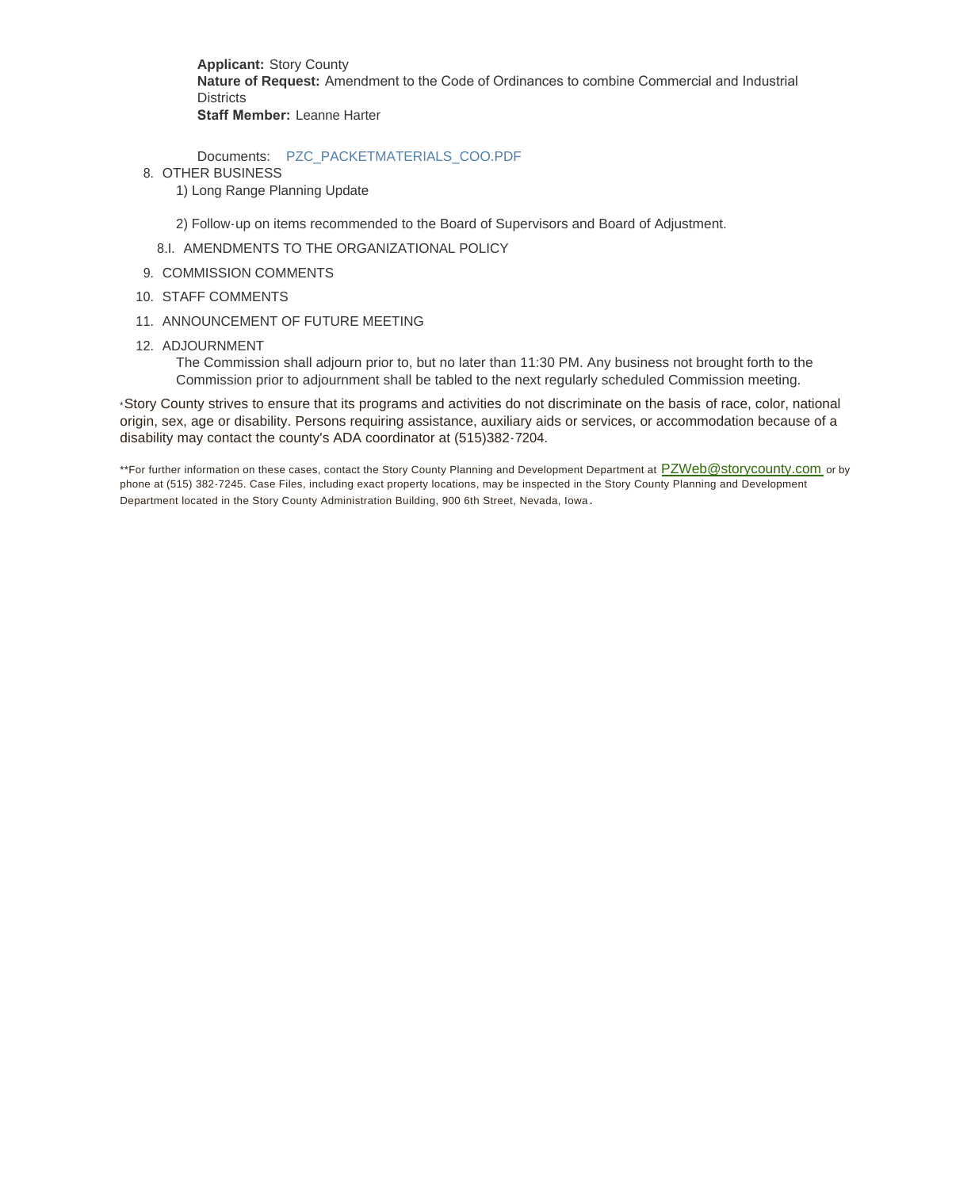**Applicant:** Story County
**Nature of Request:** Amendment to the Code of Ordinances to combine Commercial and Industrial Districts
**Staff Member:** Leanne Harter

Documents: PZC_PACKETMATERIALS_COO.PDF

8. OTHER BUSINESS

   1) Long Range Planning Update

   2) Follow-up on items recommended to the Board of Supervisors and Board of Adjustment.

   8.I. AMENDMENTS TO THE ORGANIZATIONAL POLICY

9. COMMISSION COMMENTS

10. STAFF COMMENTS

11. ANNOUNCEMENT OF FUTURE MEETING

12. ADJOURNMENT

    The Commission shall adjourn prior to, but no later than 11:30 PM. Any business not brought forth to the Commission prior to adjournment shall be tabled to the next regularly scheduled Commission meeting.

*Story County strives to ensure that its programs and activities do not discriminate on the basis of race, color, national origin, sex, age or disability. Persons requiring assistance, auxiliary aids or services, or accommodation because of a disability may contact the county's ADA coordinator at (515)382-7204.

**For further information on these cases, contact the Story County Planning and Development Department at PZWeb@storycounty.com or by phone at (515) 382-7245. Case Files, including exact property locations, may be inspected in the Story County Planning and Development Department located in the Story County Administration Building, 900 6th Street, Nevada, Iowa.